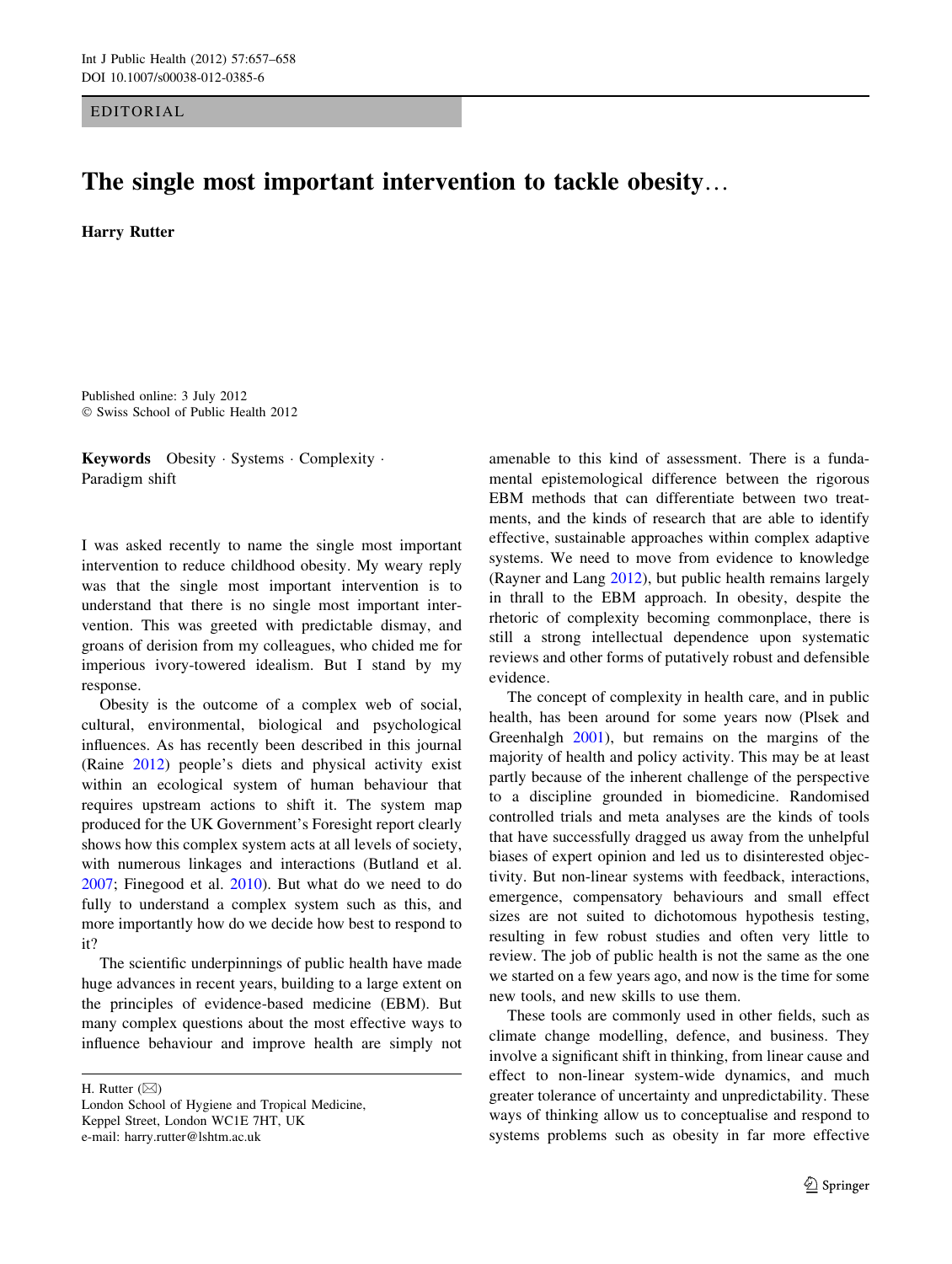EDITORIAL

# The single most important intervention to tackle obesity…

**Harry Rutter**

Published online: 3 July 2012
© Swiss School of Public Health 2012

**Keywords** Obesity · Systems · Complexity · Paradigm shift

I was asked recently to name the single most important intervention to reduce childhood obesity. My weary reply was that the single most important intervention is to understand that there is no single most important intervention. This was greeted with predictable dismay, and groans of derision from my colleagues, who chided me for imperious ivory-towered idealism. But I stand by my response.

Obesity is the outcome of a complex web of social, cultural, environmental, biological and psychological influences. As has recently been described in this journal (Raine 2012) people's diets and physical activity exist within an ecological system of human behaviour that requires upstream actions to shift it. The system map produced for the UK Government's Foresight report clearly shows how this complex system acts at all levels of society, with numerous linkages and interactions (Butland et al. 2007; Finegood et al. 2010). But what do we need to do fully to understand a complex system such as this, and more importantly how do we decide how best to respond to it?

The scientific underpinnings of public health have made huge advances in recent years, building to a large extent on the principles of evidence-based medicine (EBM). But many complex questions about the most effective ways to influence behaviour and improve health are simply not amenable to this kind of assessment. There is a fundamental epistemological difference between the rigorous EBM methods that can differentiate between two treatments, and the kinds of research that are able to identify effective, sustainable approaches within complex adaptive systems. We need to move from evidence to knowledge (Rayner and Lang 2012), but public health remains largely in thrall to the EBM approach. In obesity, despite the rhetoric of complexity becoming commonplace, there is still a strong intellectual dependence upon systematic reviews and other forms of putatively robust and defensible evidence.

The concept of complexity in health care, and in public health, has been around for some years now (Plsek and Greenhalgh 2001), but remains on the margins of the majority of health and policy activity. This may be at least partly because of the inherent challenge of the perspective to a discipline grounded in biomedicine. Randomised controlled trials and meta analyses are the kinds of tools that have successfully dragged us away from the unhelpful biases of expert opinion and led us to disinterested objectivity. But non-linear systems with feedback, interactions, emergence, compensatory behaviours and small effect sizes are not suited to dichotomous hypothesis testing, resulting in few robust studies and often very little to review. The job of public health is not the same as the one we started on a few years ago, and now is the time for some new tools, and new skills to use them.

These tools are commonly used in other fields, such as climate change modelling, defence, and business. They involve a significant shift in thinking, from linear cause and effect to non-linear system-wide dynamics, and much greater tolerance of uncertainty and unpredictability. These ways of thinking allow us to conceptualise and respond to systems problems such as obesity in far more effective

H. Rutter (✉)
London School of Hygiene and Tropical Medicine,
Keppel Street, London WC1E 7HT, UK
e-mail: harry.rutter@lshtm.ac.uk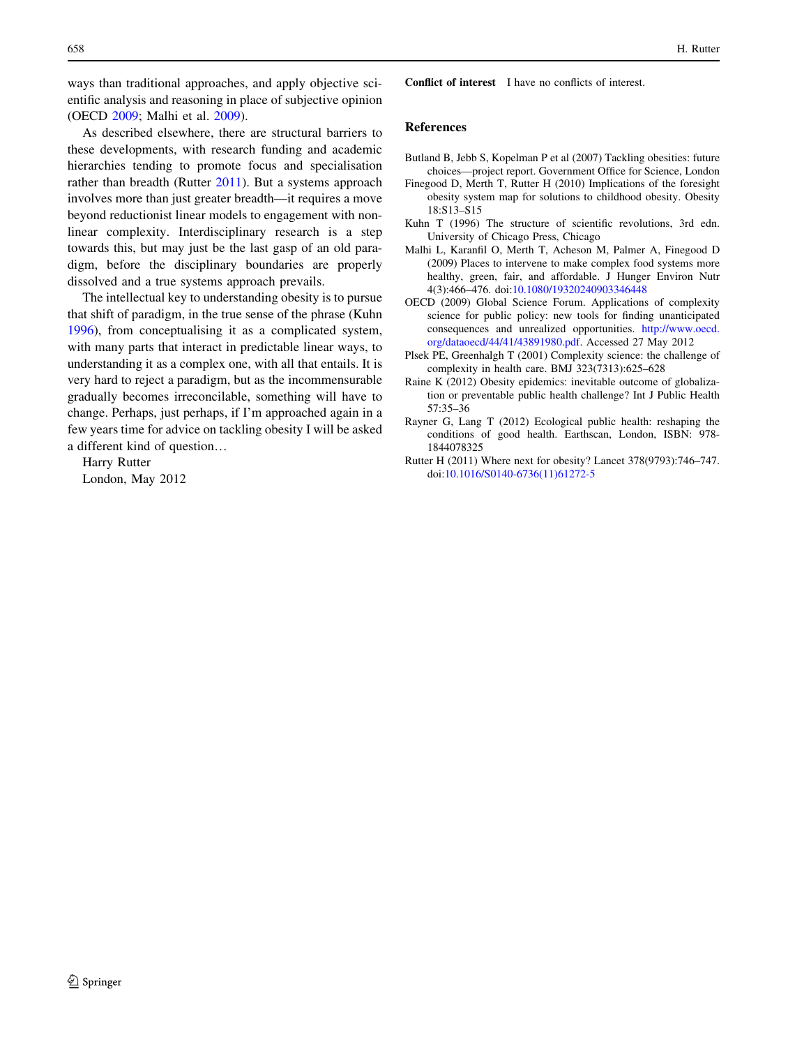ways than traditional approaches, and apply objective scientific analysis and reasoning in place of subjective opinion (OECD 2009; Malhi et al. 2009).

As described elsewhere, there are structural barriers to these developments, with research funding and academic hierarchies tending to promote focus and specialisation rather than breadth (Rutter 2011). But a systems approach involves more than just greater breadth—it requires a move beyond reductionist linear models to engagement with non-linear complexity. Interdisciplinary research is a step towards this, but may just be the last gasp of an old paradigm, before the disciplinary boundaries are properly dissolved and a true systems approach prevails.

The intellectual key to understanding obesity is to pursue that shift of paradigm, in the true sense of the phrase (Kuhn 1996), from conceptualising it as a complicated system, with many parts that interact in predictable linear ways, to understanding it as a complex one, with all that entails. It is very hard to reject a paradigm, but as the incommensurable gradually becomes irreconcilable, something will have to change. Perhaps, just perhaps, if I'm approached again in a few years time for advice on tackling obesity I will be asked a different kind of question…

Harry Rutter

London, May 2012

**Conflict of interest** I have no conflicts of interest.

## References

Butland B, Jebb S, Kopelman P et al (2007) Tackling obesities: future choices—project report. Government Office for Science, London

Finegood D, Merth T, Rutter H (2010) Implications of the foresight obesity system map for solutions to childhood obesity. Obesity 18:S13–S15

Kuhn T (1996) The structure of scientific revolutions, 3rd edn. University of Chicago Press, Chicago

Malhi L, Karanfil O, Merth T, Acheson M, Palmer A, Finegood D (2009) Places to intervene to make complex food systems more healthy, green, fair, and affordable. J Hunger Environ Nutr 4(3):466–476. doi:10.1080/19320240903346448

OECD (2009) Global Science Forum. Applications of complexity science for public policy: new tools for finding unanticipated consequences and unrealized opportunities. http://www.oecd.org/dataoecd/44/41/43891980.pdf. Accessed 27 May 2012

Plsek PE, Greenhalgh T (2001) Complexity science: the challenge of complexity in health care. BMJ 323(7313):625–628

Raine K (2012) Obesity epidemics: inevitable outcome of globalization or preventable public health challenge? Int J Public Health 57:35–36

Rayner G, Lang T (2012) Ecological public health: reshaping the conditions of good health. Earthscan, London, ISBN: 978-1844078325

Rutter H (2011) Where next for obesity? Lancet 378(9793):746–747. doi:10.1016/S0140-6736(11)61272-5